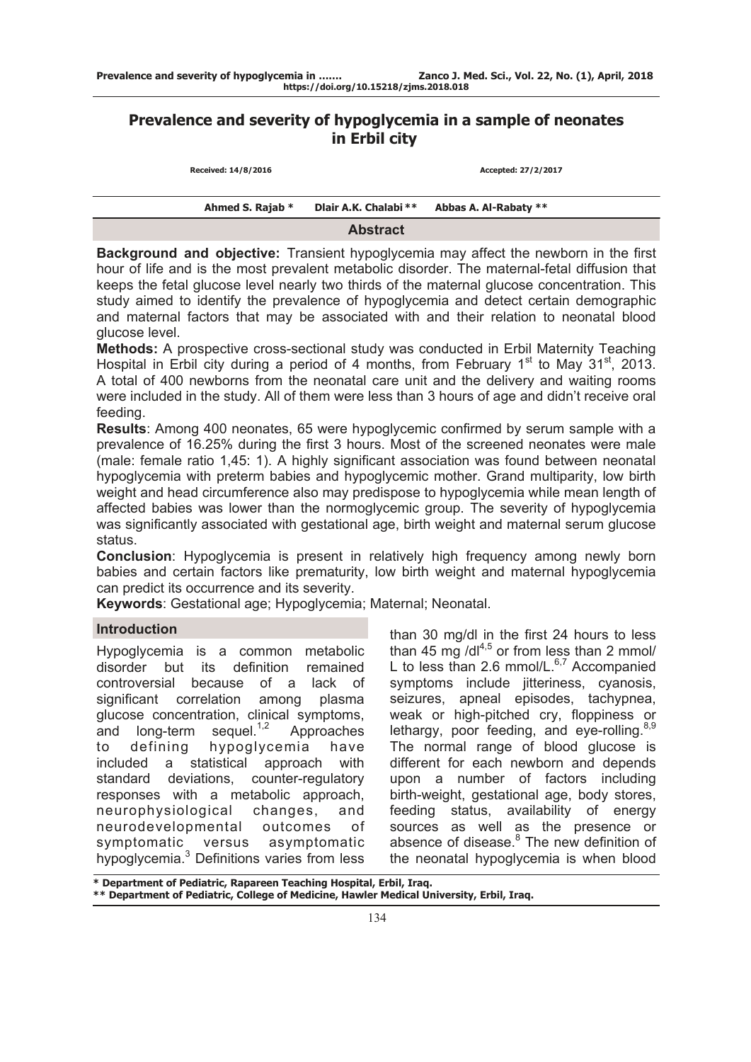# Prevalence and severity of hypoglycemia in a sample of neonates in Erbil city

Received: 14/8/2016 Accepted: 27/2/2017

Ahmed S. Rajab * Dlair A.K. Chalabi ** Abbas A. Al-Rabaty **

## Abstract

**Background and objective:** Transient hypoglycemia may affect the newborn in the first hour of life and is the most prevalent metabolic disorder. The maternal-fetal diffusion that keeps the fetal glucose level nearly two thirds of the maternal glucose concentration. This study aimed to identify the prevalence of hypoglycemia and detect certain demographic and maternal factors that may be associated with and their relation to neonatal blood glucose level.

**Methods:** A prospective cross-sectional study was conducted in Erbil Maternity Teaching Hospital in Erbil city during a period of 4 months, from February 1st to May 31st, 2013. A total of 400 newborns from the neonatal care unit and the delivery and waiting rooms were included in the study. All of them were less than 3 hours of age and didn't receive oral feeding.

**Results**: Among 400 neonates, 65 were hypoglycemic confirmed by serum sample with a prevalence of 16.25% during the first 3 hours. Most of the screened neonates were male (male: female ratio 1,45: 1). A highly significant association was found between neonatal hypoglycemia with preterm babies and hypoglycemic mother. Grand multiparity, low birth weight and head circumference also may predispose to hypoglycemia while mean length of affected babies was lower than the normoglycemic group. The severity of hypoglycemia was significantly associated with gestational age, birth weight and maternal serum glucose status.

**Conclusion**: Hypoglycemia is present in relatively high frequency among newly born babies and certain factors like prematurity, low birth weight and maternal hypoglycemia can predict its occurrence and its severity.

**Keywords**: Gestational age; Hypoglycemia; Maternal; Neonatal.

## Introduction

Hypoglycemia is a common metabolic disorder but its definition remained controversial because of a lack of significant correlation among plasma glucose concentration, clinical symptoms, and long-term sequel.[1,2] Approaches to defining hypoglycemia have included a statistical approach with standard deviations, counter-regulatory responses with a metabolic approach, neurophysiological changes, and neurodevelopmental outcomes of symptomatic versus asymptomatic hypoglycemia.[3] Definitions varies from less than 30 mg/dl in the first 24 hours to less than 45 mg /dl[4,5] or from less than 2 mmol/L to less than 2.6 mmol/L.[6,7] Accompanied symptoms include jitteriness, cyanosis, seizures, apneal episodes, tachypnea, weak or high-pitched cry, floppiness or lethargy, poor feeding, and eye-rolling.[8,9] The normal range of blood glucose is different for each newborn and depends upon a number of factors including birth-weight, gestational age, body stores, feeding status, availability of energy sources as well as the presence or absence of disease.[8] The new definition of the neonatal hypoglycemia is when blood

\* Department of Pediatric, Rapareen Teaching Hospital, Erbil, Iraq.
\*\* Department of Pediatric, College of Medicine, Hawler Medical University, Erbil, Iraq.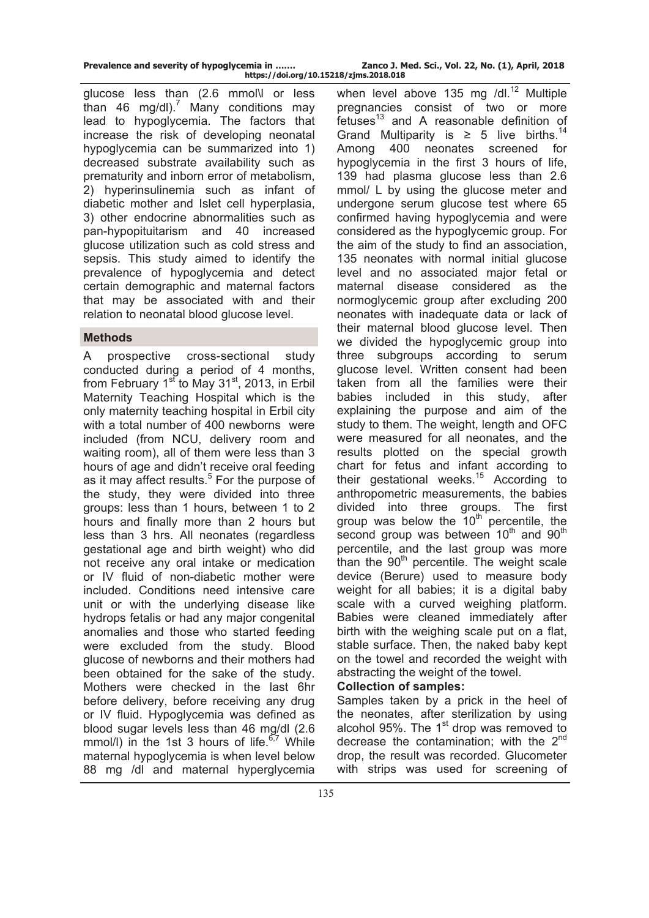glucose less than (2.6 mmol\l or less than 46 mg/dl).[7] Many conditions may lead to hypoglycemia. The factors that increase the risk of developing neonatal hypoglycemia can be summarized into 1) decreased substrate availability such as prematurity and inborn error of metabolism, 2) hyperinsulinemia such as infant of diabetic mother and Islet cell hyperplasia, 3) other endocrine abnormalities such as pan-hypopituitarism and 40 increased glucose utilization such as cold stress and sepsis. This study aimed to identify the prevalence of hypoglycemia and detect certain demographic and maternal factors that may be associated with and their relation to neonatal blood glucose level.

## Methods

A prospective cross-sectional study conducted during a period of 4 months, from February 1st to May 31st, 2013, in Erbil Maternity Teaching Hospital which is the only maternity teaching hospital in Erbil city with a total number of 400 newborns were included (from NCU, delivery room and waiting room), all of them were less than 3 hours of age and didn't receive oral feeding as it may affect results.[5] For the purpose of the study, they were divided into three groups: less than 1 hours, between 1 to 2 hours and finally more than 2 hours but less than 3 hrs. All neonates (regardless gestational age and birth weight) who did not receive any oral intake or medication or IV fluid of non-diabetic mother were included. Conditions need intensive care unit or with the underlying disease like hydrops fetalis or had any major congenital anomalies and those who started feeding were excluded from the study. Blood glucose of newborns and their mothers had been obtained for the sake of the study. Mothers were checked in the last 6hr before delivery, before receiving any drug or IV fluid. Hypoglycemia was defined as blood sugar levels less than 46 mg/dl (2.6 mmol/l) in the 1st 3 hours of life.[6,7] While maternal hypoglycemia is when level below 88 mg /dl and maternal hyperglycemia when level above 135 mg /dl.[12] Multiple pregnancies consist of two or more fetuses[13] and A reasonable definition of Grand Multiparity is ≥ 5 live births.[14] Among 400 neonates screened for hypoglycemia in the first 3 hours of life, 139 had plasma glucose less than 2.6 mmol/ L by using the glucose meter and undergone serum glucose test where 65 confirmed having hypoglycemia and were considered as the hypoglycemic group. For the aim of the study to find an association, 135 neonates with normal initial glucose level and no associated major fetal or maternal disease considered as the normoglycemic group after excluding 200 neonates with inadequate data or lack of their maternal blood glucose level. Then we divided the hypoglycemic group into three subgroups according to serum glucose level. Written consent had been taken from all the families were their babies included in this study, after explaining the purpose and aim of the study to them. The weight, length and OFC were measured for all neonates, and the results plotted on the special growth chart for fetus and infant according to their gestational weeks.[15] According to anthropometric measurements, the babies divided into three groups. The first group was below the 10th percentile, the second group was between 10th and 90th percentile, and the last group was more than the 90th percentile. The weight scale device (Berure) used to measure body weight for all babies; it is a digital baby scale with a curved weighing platform. Babies were cleaned immediately after birth with the weighing scale put on a flat, stable surface. Then, the naked baby kept on the towel and recorded the weight with abstracting the weight of the towel.

### Collection of samples:

Samples taken by a prick in the heel of the neonates, after sterilization by using alcohol 95%. The 1st drop was removed to decrease the contamination; with the 2nd drop, the result was recorded. Glucometer with strips was used for screening of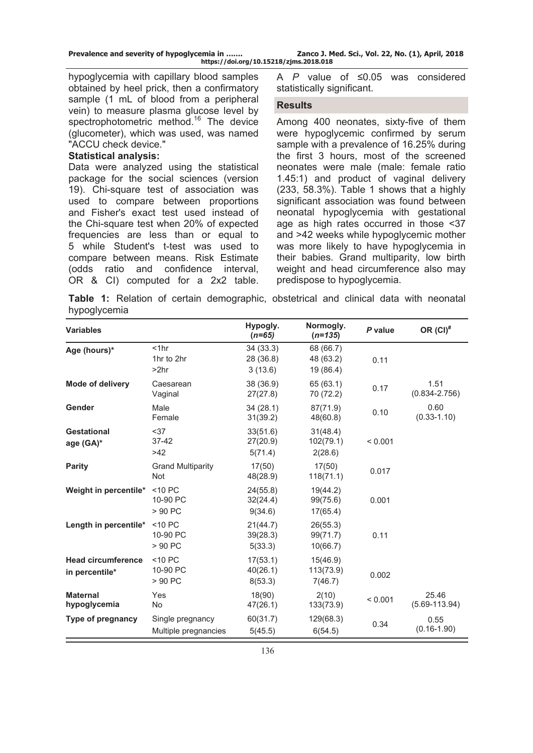hypoglycemia with capillary blood samples obtained by heel prick, then a confirmatory sample (1 mL of blood from a peripheral vein) to measure plasma glucose level by spectrophotometric method.[16] The device (glucometer), which was used, was named "ACCU check device."

**Statistical analysis:**

Data were analyzed using the statistical package for the social sciences (version 19). Chi-square test of association was used to compare between proportions and Fisher's exact test used instead of the Chi-square test when 20% of expected frequencies are less than or equal to 5 while Student's t-test was used to compare between means. Risk Estimate (odds ratio and confidence interval, OR & CI) computed for a 2x2 table. A *P* value of ≤0.05 was considered statistically significant.

## Results

Among 400 neonates, sixty-five of them were hypoglycemic confirmed by serum sample with a prevalence of 16.25% during the first 3 hours, most of the screened neonates were male (male: female ratio 1.45:1) and product of vaginal delivery (233, 58.3%). Table 1 shows that a highly significant association was found between neonatal hypoglycemia with gestational age as high rates occurred in those <37 and >42 weeks while hypoglycemic mother was more likely to have hypoglycemia in their babies. Grand multiparity, low birth weight and head circumference also may predispose to hypoglycemia.

**Table 1:** Relation of certain demographic, obstetrical and clinical data with neonatal hypoglycemia

| Variables | | Hypogly. (*n=65*) | Normogly. (*n=135*) | *P* value | OR (CI)[#] |
|---|---|---|---|---|---|
| **Age (hours)*** | <1hr | 34 (33.3) | 68 (66.7) | 0.11 | |
| | 1hr to 2hr | 28 (36.8) | 48 (63.2) | | |
| | >2hr | 3 (13.6) | 19 (86.4) | | |
| **Mode of delivery** | Caesarean | 38 (36.9) | 65 (63.1) | 0.17 | 1.51 (0.834-2.756) |
| | Vaginal | 27(27.8) | 70 (72.2) | | |
| **Gender** | Male | 34 (28.1) | 87(71.9) | 0.10 | 0.60 (0.33-1.10) |
| | Female | 31(39.2) | 48(60.8) | | |
| **Gestational age (GA)*** | <37 | 33(51.6) | 31(48.4) | < 0.001 | |
| | 37-42 | 27(20.9) | 102(79.1) | | |
| | >42 | 5(71.4) | 2(28.6) | | |
| **Parity** | Grand Multiparity | 17(50) | 17(50) | 0.017 | |
| | Not | 48(28.9) | 118(71.1) | | |
| **Weight in percentile*** | <10 PC | 24(55.8) | 19(44.2) | 0.001 | |
| | 10-90 PC | 32(24.4) | 99(75.6) | | |
| | > 90 PC | 9(34.6) | 17(65.4) | | |
| **Length in percentile*** | <10 PC | 21(44.7) | 26(55.3) | 0.11 | |
| | 10-90 PC | 39(28.3) | 99(71.7) | | |
| | > 90 PC | 5(33.3) | 10(66.7) | | |
| **Head circumference in percentile*** | <10 PC | 17(53.1) | 15(46.9) | 0.002 | |
| | 10-90 PC | 40(26.1) | 113(73.9) | | |
| | > 90 PC | 8(53.3) | 7(46.7) | | |
| **Maternal hypoglycemia** | Yes | 18(90) | 2(10) | < 0.001 | 25.46 (5.69-113.94) |
| | No | 47(26.1) | 133(73.9) | | |
| **Type of pregnancy** | Single pregnancy | 60(31.7) | 129(68.3) | 0.34 | 0.55 (0.16-1.90) |
| | Multiple pregnancies | 5(45.5) | 6(54.5) | | |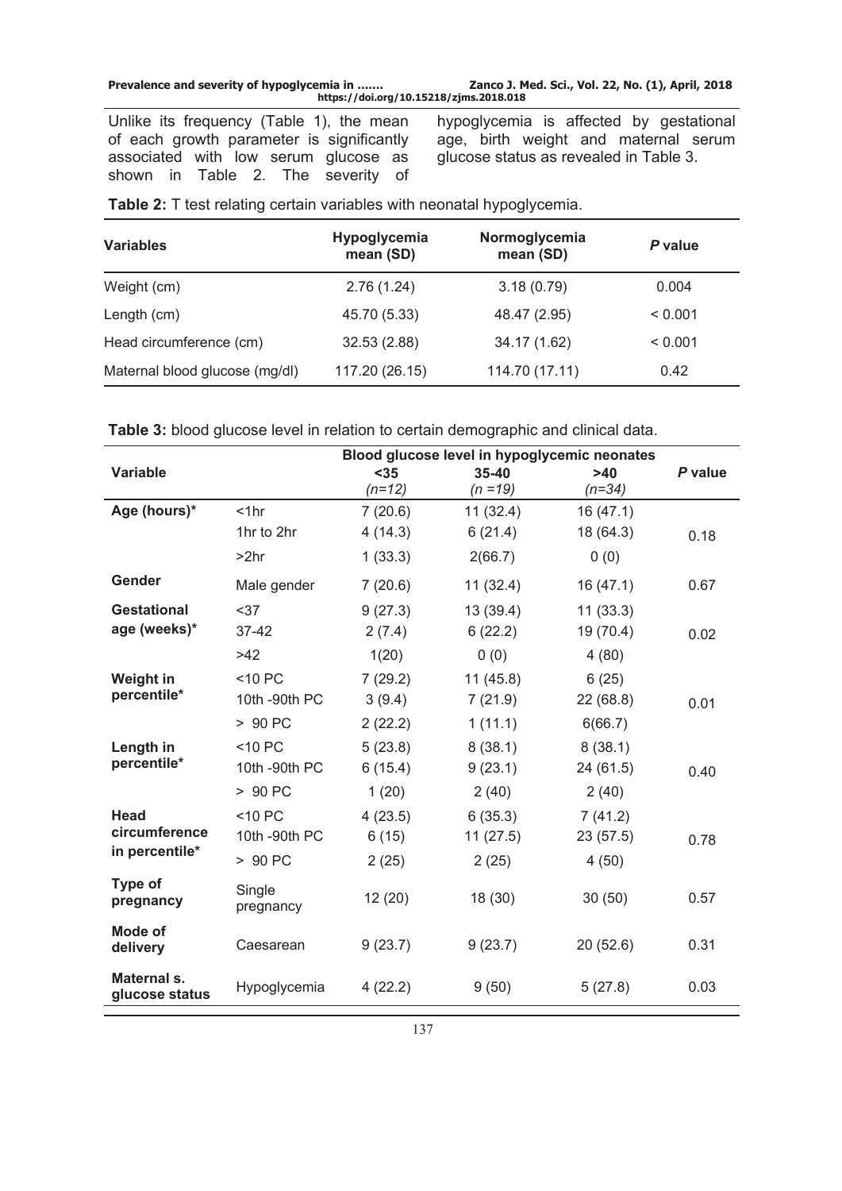Unlike its frequency (Table 1), the mean of each growth parameter is significantly associated with low serum glucose as shown in Table 2. The severity of hypoglycemia is affected by gestational age, birth weight and maternal serum glucose status as revealed in Table 3.

**Table 2:** T test relating certain variables with neonatal hypoglycemia.

| Variables | Hypoglycemia mean (SD) | Normoglycemia mean (SD) | *P* value |
|---|---|---|---|
| Weight (cm) | 2.76 (1.24) | 3.18 (0.79) | 0.004 |
| Length (cm) | 45.70 (5.33) | 48.47 (2.95) | < 0.001 |
| Head circumference (cm) | 32.53 (2.88) | 34.17 (1.62) | < 0.001 |
| Maternal blood glucose (mg/dl) | 117.20 (26.15) | 114.70 (17.11) | 0.42 |

**Table 3:** blood glucose level in relation to certain demographic and clinical data.

| Variable | | Blood glucose level in hypoglycemic neonates | | | *P* value |
|---|---|---|---|---|---|
| | | <35 *(n=12)* | 35-40 *(n =19)* | >40 *(n=34)* | |
| **Age (hours)*** | <1hr | 7 (20.6) | 11 (32.4) | 16 (47.1) | |
| | 1hr to 2hr | 4 (14.3) | 6 (21.4) | 18 (64.3) | 0.18 |
| | >2hr | 1 (33.3) | 2(66.7) | 0 (0) | |
| **Gender** | Male gender | 7 (20.6) | 11 (32.4) | 16 (47.1) | 0.67 |
| **Gestational age (weeks)*** | <37 | 9 (27.3) | 13 (39.4) | 11 (33.3) | |
| | 37-42 | 2 (7.4) | 6 (22.2) | 19 (70.4) | 0.02 |
| | >42 | 1(20) | 0 (0) | 4 (80) | |
| **Weight in percentile*** | <10 PC | 7 (29.2) | 11 (45.8) | 6 (25) | |
| | 10th -90th PC | 3 (9.4) | 7 (21.9) | 22 (68.8) | 0.01 |
| | > 90 PC | 2 (22.2) | 1 (11.1) | 6(66.7) | |
| **Length in percentile*** | <10 PC | 5 (23.8) | 8 (38.1) | 8 (38.1) | |
| | 10th -90th PC | 6 (15.4) | 9 (23.1) | 24 (61.5) | 0.40 |
| | > 90 PC | 1 (20) | 2 (40) | 2 (40) | |
| **Head circumference in percentile*** | <10 PC | 4 (23.5) | 6 (35.3) | 7 (41.2) | |
| | 10th -90th PC | 6 (15) | 11 (27.5) | 23 (57.5) | 0.78 |
| | > 90 PC | 2 (25) | 2 (25) | 4 (50) | |
| **Type of pregnancy** | Single pregnancy | 12 (20) | 18 (30) | 30 (50) | 0.57 |
| **Mode of delivery** | Caesarean | 9 (23.7) | 9 (23.7) | 20 (52.6) | 0.31 |
| **Maternal s. glucose status** | Hypoglycemia | 4 (22.2) | 9 (50) | 5 (27.8) | 0.03 |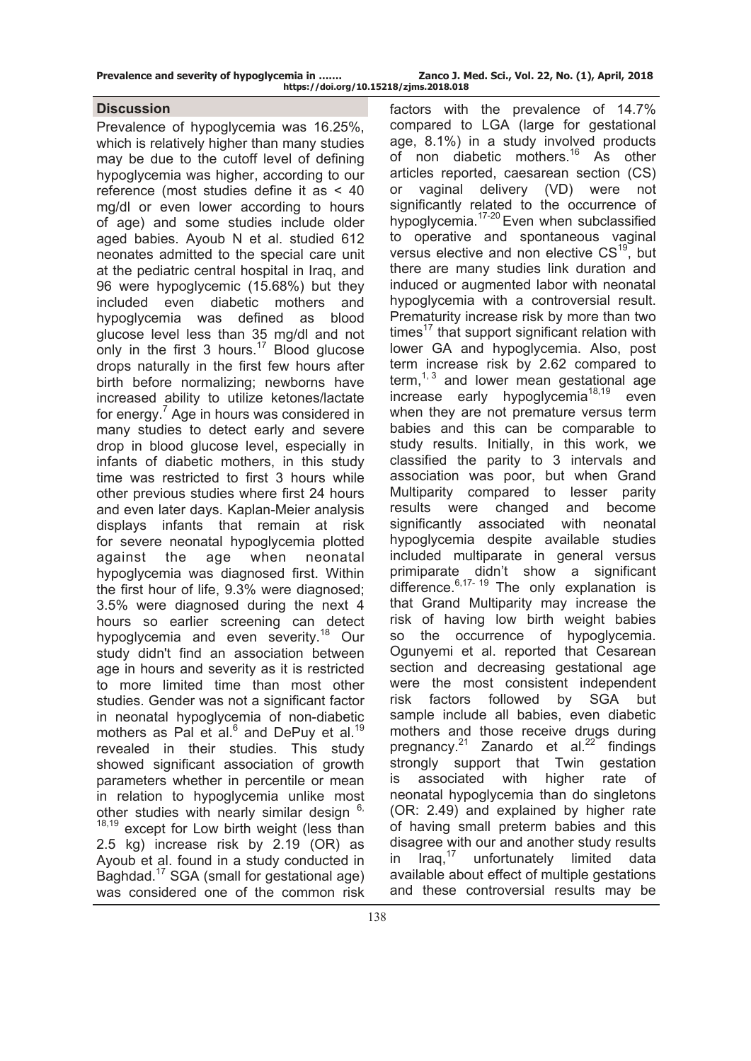## Discussion

Prevalence of hypoglycemia was 16.25%, which is relatively higher than many studies may be due to the cutoff level of defining hypoglycemia was higher, according to our reference (most studies define it as < 40 mg/dl or even lower according to hours of age) and some studies include older aged babies. Ayoub N et al. studied 612 neonates admitted to the special care unit at the pediatric central hospital in Iraq, and 96 were hypoglycemic (15.68%) but they included even diabetic mothers and hypoglycemia was defined as blood glucose level less than 35 mg/dl and not only in the first 3 hours.[17] Blood glucose drops naturally in the first few hours after birth before normalizing; newborns have increased ability to utilize ketones/lactate for energy.[7] Age in hours was considered in many studies to detect early and severe drop in blood glucose level, especially in infants of diabetic mothers, in this study time was restricted to first 3 hours while other previous studies where first 24 hours and even later days. Kaplan-Meier analysis displays infants that remain at risk for severe neonatal hypoglycemia plotted against the age when neonatal hypoglycemia was diagnosed first. Within the first hour of life, 9.3% were diagnosed; 3.5% were diagnosed during the next 4 hours so earlier screening can detect hypoglycemia and even severity.[18] Our study didn't find an association between age in hours and severity as it is restricted to more limited time than most other studies. Gender was not a significant factor in neonatal hypoglycemia of non-diabetic mothers as Pal et al.[6] and DePuy et al.[19] revealed in their studies. This study showed significant association of growth parameters whether in percentile or mean in relation to hypoglycemia unlike most other studies with nearly similar design [6,18,19] except for Low birth weight (less than 2.5 kg) increase risk by 2.19 (OR) as Ayoub et al. found in a study conducted in Baghdad.[17] SGA (small for gestational age) was considered one of the common risk factors with the prevalence of 14.7% compared to LGA (large for gestational age, 8.1%) in a study involved products of non diabetic mothers.[16] As other articles reported, caesarean section (CS) or vaginal delivery (VD) were not significantly related to the occurrence of hypoglycemia.[17-20] Even when subclassified to operative and spontaneous vaginal versus elective and non elective CS[19], but there are many studies link duration and induced or augmented labor with neonatal hypoglycemia with a controversial result. Prematurity increase risk by more than two times[17] that support significant relation with lower GA and hypoglycemia. Also, post term increase risk by 2.62 compared to term,[1,3] and lower mean gestational age increase early hypoglycemia[18,19] even when they are not premature versus term babies and this can be comparable to study results. Initially, in this work, we classified the parity to 3 intervals and association was poor, but when Grand Multiparity compared to lesser parity results were changed and become significantly associated with neonatal hypoglycemia despite available studies included multiparate in general versus primiparate didn't show a significant difference.[6,17-19] The only explanation is that Grand Multiparity may increase the risk of having low birth weight babies so the occurrence of hypoglycemia. Ogunyemi et al. reported that Cesarean section and decreasing gestational age were the most consistent independent risk factors followed by SGA but sample include all babies, even diabetic mothers and those receive drugs during pregnancy.[21] Zanardo et al.[22] findings strongly support that Twin gestation is associated with higher rate of neonatal hypoglycemia than do singletons (OR: 2.49) and explained by higher rate of having small preterm babies and this disagree with our and another study results in Iraq,[17] unfortunately limited data available about effect of multiple gestations and these controversial results may be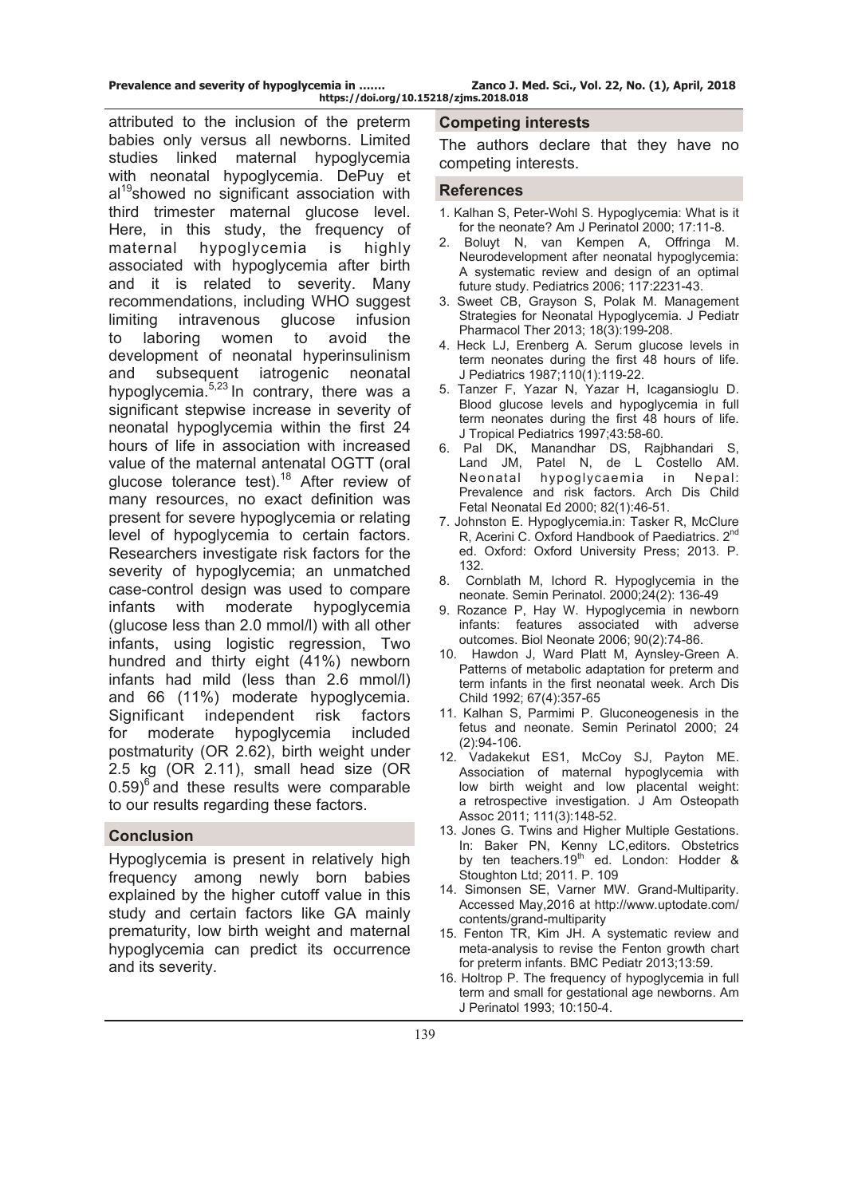attributed to the inclusion of the preterm babies only versus all newborns. Limited studies linked maternal hypoglycemia with neonatal hypoglycemia. DePuy et al[19] showed no significant association with third trimester maternal glucose level. Here, in this study, the frequency of maternal hypoglycemia is highly associated with hypoglycemia after birth and it is related to severity. Many recommendations, including WHO suggest limiting intravenous glucose infusion to laboring women to avoid the development of neonatal hyperinsulinism and subsequent iatrogenic neonatal hypoglycemia.[5,23] In contrary, there was a significant stepwise increase in severity of neonatal hypoglycemia within the first 24 hours of life in association with increased value of the maternal antenatal OGTT (oral glucose tolerance test).[18] After review of many resources, no exact definition was present for severe hypoglycemia or relating level of hypoglycemia to certain factors. Researchers investigate risk factors for the severity of hypoglycemia; an unmatched case-control design was used to compare infants with moderate hypoglycemia (glucose less than 2.0 mmol/l) with all other infants, using logistic regression, Two hundred and thirty eight (41%) newborn infants had mild (less than 2.6 mmol/l) and 66 (11%) moderate hypoglycemia. Significant independent risk factors for moderate hypoglycemia included postmaturity (OR 2.62), birth weight under 2.5 kg (OR 2.11), small head size (OR 0.59)[6] and these results were comparable to our results regarding these factors.

## Conclusion

Hypoglycemia is present in relatively high frequency among newly born babies explained by the higher cutoff value in this study and certain factors like GA mainly prematurity, low birth weight and maternal hypoglycemia can predict its occurrence and its severity.

## Competing interests

The authors declare that they have no competing interests.

## References

1. Kalhan S, Peter-Wohl S. Hypoglycemia: What is it for the neonate? Am J Perinatol 2000; 17:11-8.
2. Boluyt N, van Kempen A, Offringa M. Neurodevelopment after neonatal hypoglycemia: A systematic review and design of an optimal future study. Pediatrics 2006; 117:2231-43.
3. Sweet CB, Grayson S, Polak M. Management Strategies for Neonatal Hypoglycemia. J Pediatr Pharmacol Ther 2013; 18(3):199-208.
4. Heck LJ, Erenberg A. Serum glucose levels in term neonates during the first 48 hours of life. J Pediatrics 1987;110(1):119-22.
5. Tanzer F, Yazar N, Yazar H, Icagansioglu D. Blood glucose levels and hypoglycemia in full term neonates during the first 48 hours of life. J Tropical Pediatrics 1997;43:58-60.
6. Pal DK, Manandhar DS, Rajbhandari S, Land JM, Patel N, de L Costello AM. Neonatal hypoglycaemia in Nepal: Prevalence and risk factors. Arch Dis Child Fetal Neonatal Ed 2000; 82(1):46-51.
7. Johnston E. Hypoglycemia.in: Tasker R, McClure R, Acerini C. Oxford Handbook of Paediatrics. 2nd ed. Oxford: Oxford University Press; 2013. P. 132.
8. Cornblath M, Ichord R. Hypoglycemia in the neonate. Semin Perinatol. 2000;24(2): 136-49
9. Rozance P, Hay W. Hypoglycemia in newborn infants: features associated with adverse outcomes. Biol Neonate 2006; 90(2):74-86.
10. Hawdon J, Ward Platt M, Aynsley-Green A. Patterns of metabolic adaptation for preterm and term infants in the first neonatal week. Arch Dis Child 1992; 67(4):357-65
11. Kalhan S, Parmimi P. Gluconeogenesis in the fetus and neonate. Semin Perinatol 2000; 24 (2):94-106.
12. Vadakekut ES1, McCoy SJ, Payton ME. Association of maternal hypoglycemia with low birth weight and low placental weight: a retrospective investigation. J Am Osteopath Assoc 2011; 111(3):148-52.
13. Jones G. Twins and Higher Multiple Gestations. In: Baker PN, Kenny LC,editors. Obstetrics by ten teachers.19th ed. London: Hodder & Stoughton Ltd; 2011. P. 109
14. Simonsen SE, Varner MW. Grand-Multiparity. Accessed May,2016 at http://www.uptodate.com/contents/grand-multiparity
15. Fenton TR, Kim JH. A systematic review and meta-analysis to revise the Fenton growth chart for preterm infants. BMC Pediatr 2013;13:59.
16. Holtrop P. The frequency of hypoglycemia in full term and small for gestational age newborns. Am J Perinatol 1993; 10:150-4.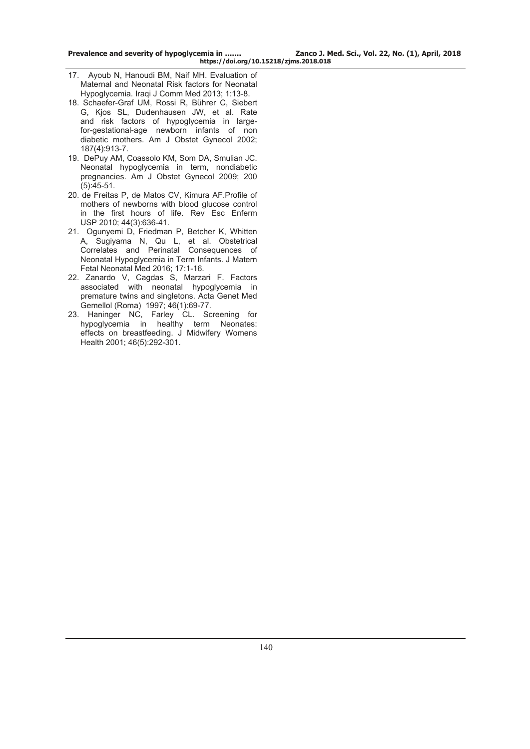17. Ayoub N, Hanoudi BM, Naif MH. Evaluation of Maternal and Neonatal Risk factors for Neonatal Hypoglycemia. Iraqi J Comm Med 2013; 1:13-8.
18. Schaefer-Graf UM, Rossi R, Bührer C, Siebert G, Kjos SL, Dudenhausen JW, et al. Rate and risk factors of hypoglycemia in large-for-gestational-age newborn infants of non diabetic mothers. Am J Obstet Gynecol 2002; 187(4):913-7.
19. DePuy AM, Coassolo KM, Som DA, Smulian JC. Neonatal hypoglycemia in term, nondiabetic pregnancies. Am J Obstet Gynecol 2009; 200 (5):45-51.
20. de Freitas P, de Matos CV, Kimura AF.Profile of mothers of newborns with blood glucose control in the first hours of life. Rev Esc Enferm USP 2010; 44(3):636-41.
21. Ogunyemi D, Friedman P, Betcher K, Whitten A, Sugiyama N, Qu L, et al. Obstetrical Correlates and Perinatal Consequences of Neonatal Hypoglycemia in Term Infants. J Matern Fetal Neonatal Med 2016; 17:1-16.
22. Zanardo V, Cagdas S, Marzari F. Factors associated with neonatal hypoglycemia in premature twins and singletons. Acta Genet Med Gemellol (Roma) 1997; 46(1):69-77.
23. Haninger NC, Farley CL. Screening for hypoglycemia in healthy term Neonates: effects on breastfeeding. J Midwifery Womens Health 2001; 46(5):292-301.